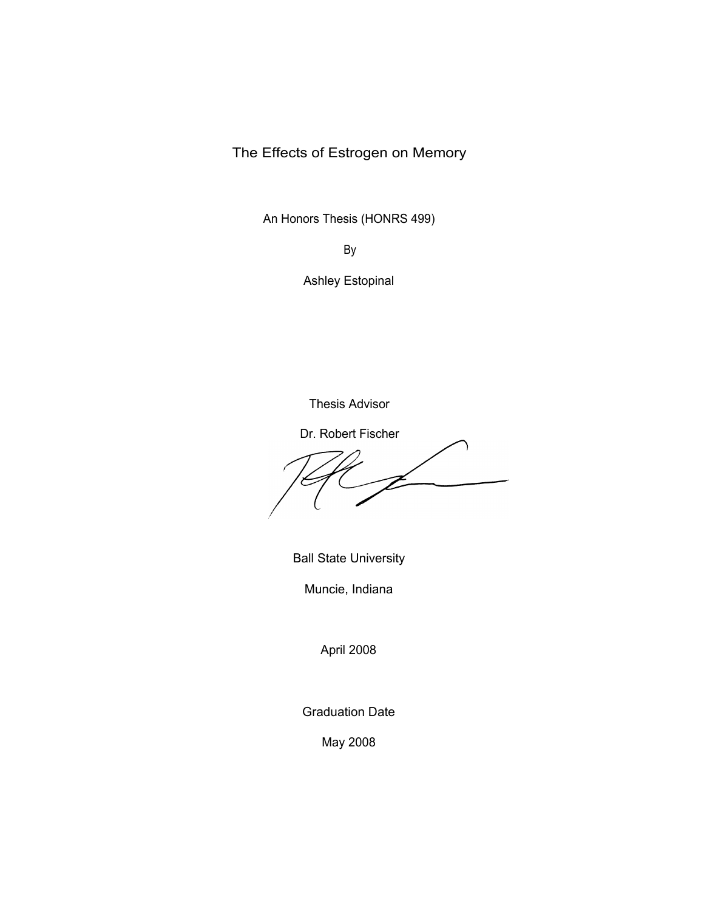# The Effects of Estrogen on Memory

An Honors Thesis (HONRS 499)

By

Ashley Estopinal

Thesis Advisor

Dr. Robert Fischer

Ball State University

Muncie, Indiana

April 2008

Graduation Date

May 2008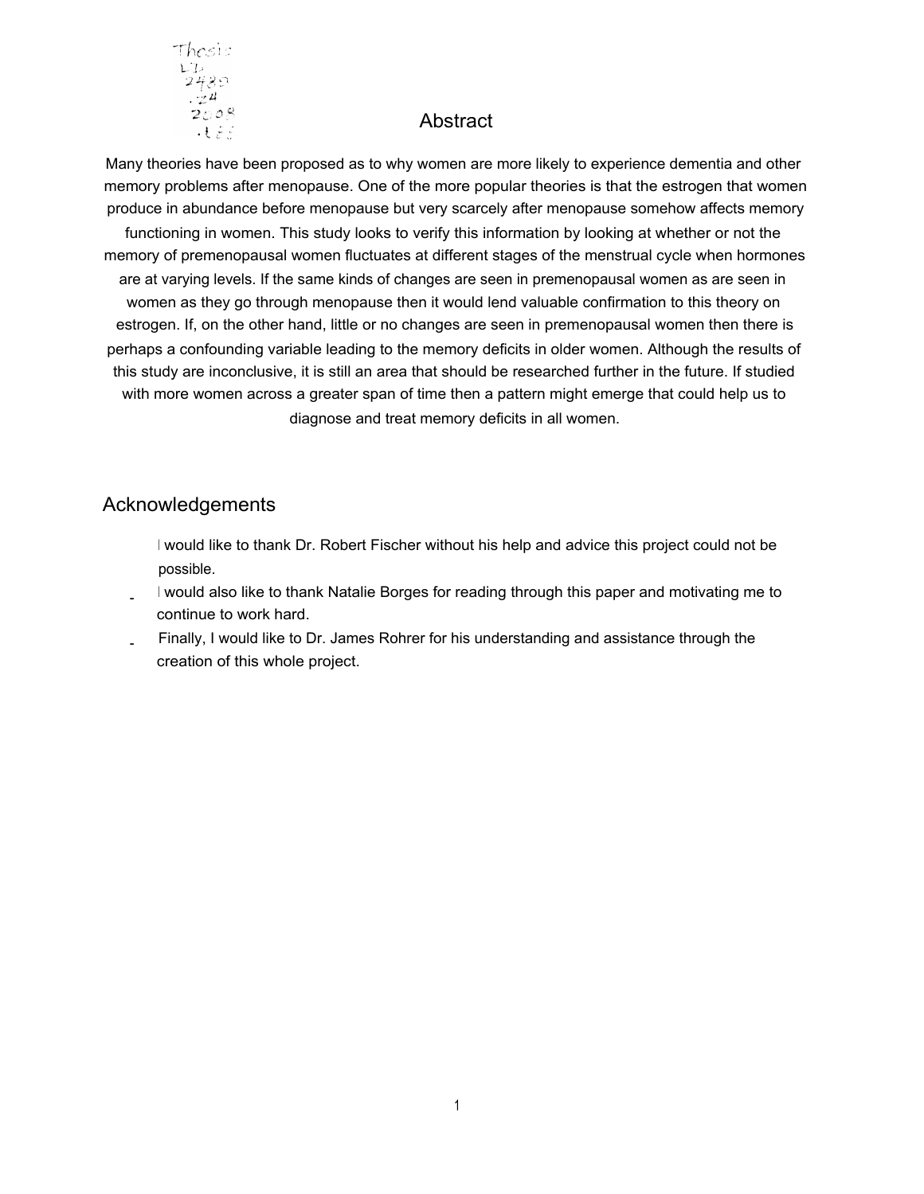Thesis
LD
2489
.Z4
2008
.L88

## Abstract

Many theories have been proposed as to why women are more likely to experience dementia and other memory problems after menopause. One of the more popular theories is that the estrogen that women produce in abundance before menopause but very scarcely after menopause somehow affects memory functioning in women. This study looks to verify this information by looking at whether or not the memory of premenopausal women fluctuates at different stages of the menstrual cycle when hormones are at varying levels. If the same kinds of changes are seen in premenopausal women as are seen in women as they go through menopause then it would lend valuable confirmation to this theory on estrogen. If, on the other hand, little or no changes are seen in premenopausal women then there is perhaps a confounding variable leading to the memory deficits in older women. Although the results of this study are inconclusive, it is still an area that should be researched further in the future. If studied with more women across a greater span of time then a pattern might emerge that could help us to diagnose and treat memory deficits in all women.

## Acknowledgements

- I would like to thank Dr. Robert Fischer without his help and advice this project could not be possible.
- I would also like to thank Natalie Borges for reading through this paper and motivating me to continue to work hard.
- Finally, I would like to Dr. James Rohrer for his understanding and assistance through the creation of this whole project.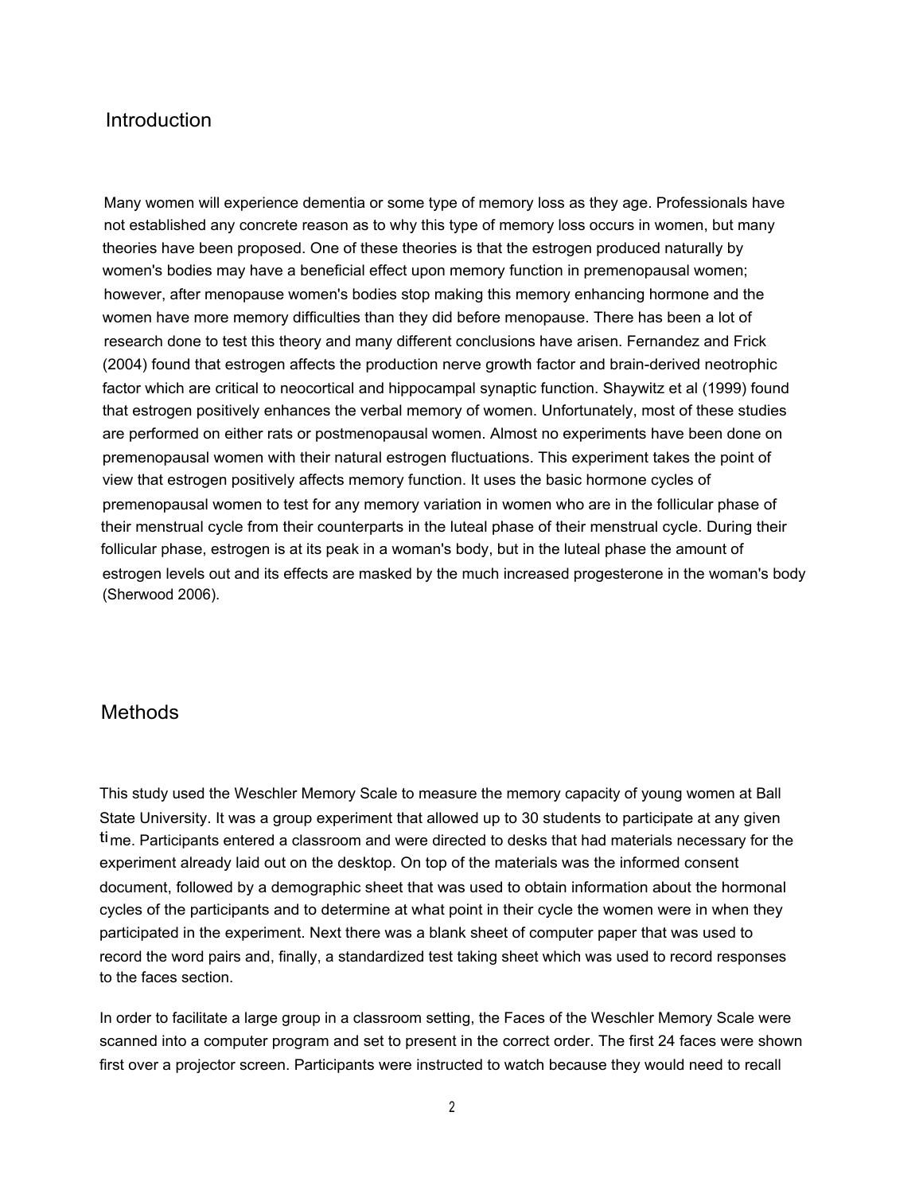## Introduction

Many women will experience dementia or some type of memory loss as they age. Professionals have not established any concrete reason as to why this type of memory loss occurs in women, but many theories have been proposed. One of these theories is that the estrogen produced naturally by women's bodies may have a beneficial effect upon memory function in premenopausal women; however, after menopause women's bodies stop making this memory enhancing hormone and the women have more memory difficulties than they did before menopause. There has been a lot of research done to test this theory and many different conclusions have arisen. Fernandez and Frick (2004) found that estrogen affects the production nerve growth factor and brain-derived neotrophic factor which are critical to neocortical and hippocampal synaptic function. Shaywitz et al (1999) found that estrogen positively enhances the verbal memory of women. Unfortunately, most of these studies are performed on either rats or postmenopausal women. Almost no experiments have been done on premenopausal women with their natural estrogen fluctuations. This experiment takes the point of view that estrogen positively affects memory function. It uses the basic hormone cycles of premenopausal women to test for any memory variation in women who are in the follicular phase of their menstrual cycle from their counterparts in the luteal phase of their menstrual cycle. During their follicular phase, estrogen is at its peak in a woman's body, but in the luteal phase the amount of estrogen levels out and its effects are masked by the much increased progesterone in the woman's body (Sherwood 2006).

## Methods

This study used the Weschler Memory Scale to measure the memory capacity of young women at Ball State University. It was a group experiment that allowed up to 30 students to participate at any given time. Participants entered a classroom and were directed to desks that had materials necessary for the experiment already laid out on the desktop. On top of the materials was the informed consent document, followed by a demographic sheet that was used to obtain information about the hormonal cycles of the participants and to determine at what point in their cycle the women were in when they participated in the experiment. Next there was a blank sheet of computer paper that was used to record the word pairs and, finally, a standardized test taking sheet which was used to record responses to the faces section.

In order to facilitate a large group in a classroom setting, the Faces of the Weschler Memory Scale were scanned into a computer program and set to present in the correct order. The first 24 faces were shown first over a projector screen. Participants were instructed to watch because they would need to recall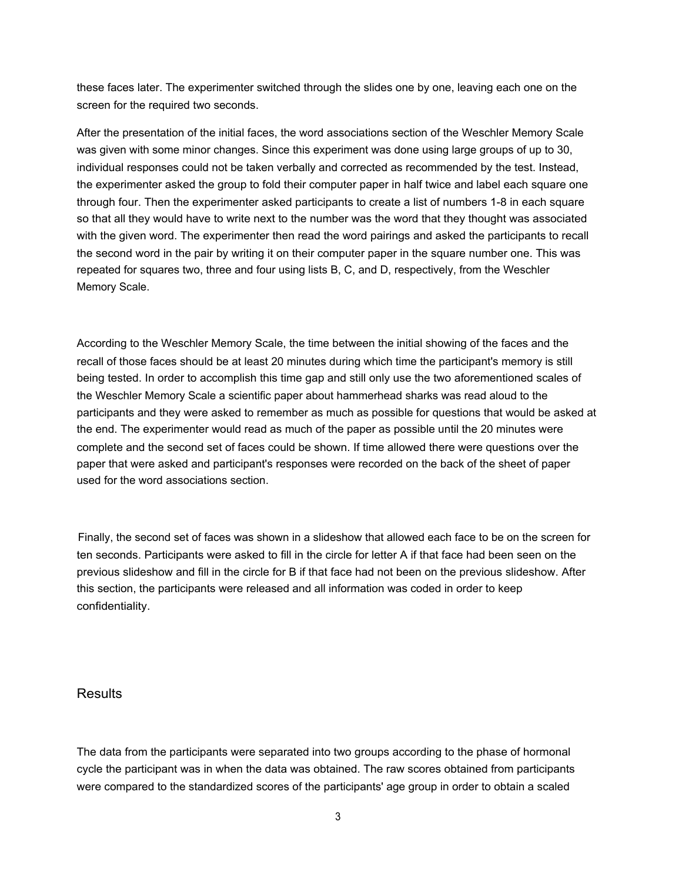these faces later. The experimenter switched through the slides one by one, leaving each one on the screen for the required two seconds.

After the presentation of the initial faces, the word associations section of the Weschler Memory Scale was given with some minor changes. Since this experiment was done using large groups of up to 30, individual responses could not be taken verbally and corrected as recommended by the test. Instead, the experimenter asked the group to fold their computer paper in half twice and label each square one through four. Then the experimenter asked participants to create a list of numbers 1-8 in each square so that all they would have to write next to the number was the word that they thought was associated with the given word. The experimenter then read the word pairings and asked the participants to recall the second word in the pair by writing it on their computer paper in the square number one. This was repeated for squares two, three and four using lists B, C, and D, respectively, from the Weschler Memory Scale.

According to the Weschler Memory Scale, the time between the initial showing of the faces and the recall of those faces should be at least 20 minutes during which time the participant's memory is still being tested. In order to accomplish this time gap and still only use the two aforementioned scales of the Weschler Memory Scale a scientific paper about hammerhead sharks was read aloud to the participants and they were asked to remember as much as possible for questions that would be asked at the end. The experimenter would read as much of the paper as possible until the 20 minutes were complete and the second set of faces could be shown. If time allowed there were questions over the paper that were asked and participant's responses were recorded on the back of the sheet of paper used for the word associations section.

Finally, the second set of faces was shown in a slideshow that allowed each face to be on the screen for ten seconds. Participants were asked to fill in the circle for letter A if that face had been seen on the previous slideshow and fill in the circle for B if that face had not been on the previous slideshow. After this section, the participants were released and all information was coded in order to keep confidentiality.

## Results

The data from the participants were separated into two groups according to the phase of hormonal cycle the participant was in when the data was obtained. The raw scores obtained from participants were compared to the standardized scores of the participants' age group in order to obtain a scaled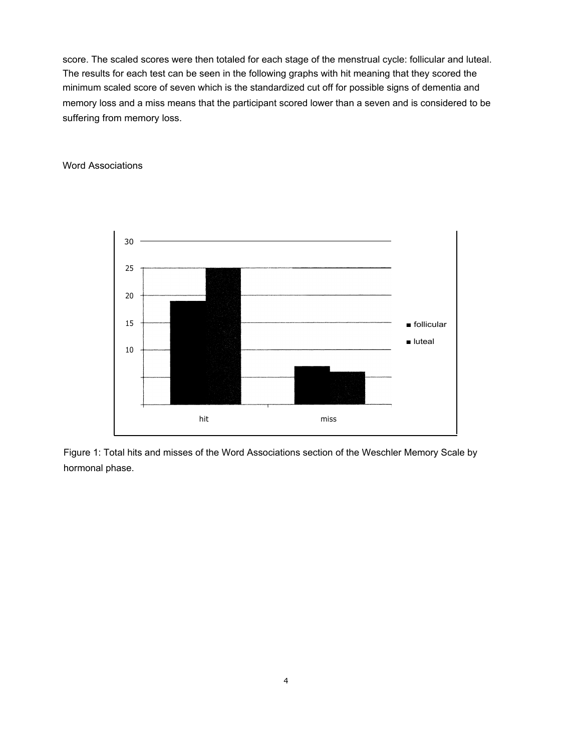score. The scaled scores were then totaled for each stage of the menstrual cycle: follicular and luteal. The results for each test can be seen in the following graphs with hit meaning that they scored the minimum scaled score of seven which is the standardized cut off for possible signs of dementia and memory loss and a miss means that the participant scored lower than a seven and is considered to be suffering from memory loss.

Word Associations

Figure 1: Total hits and misses of the Word Associations section of the Weschler Memory Scale by hormonal phase.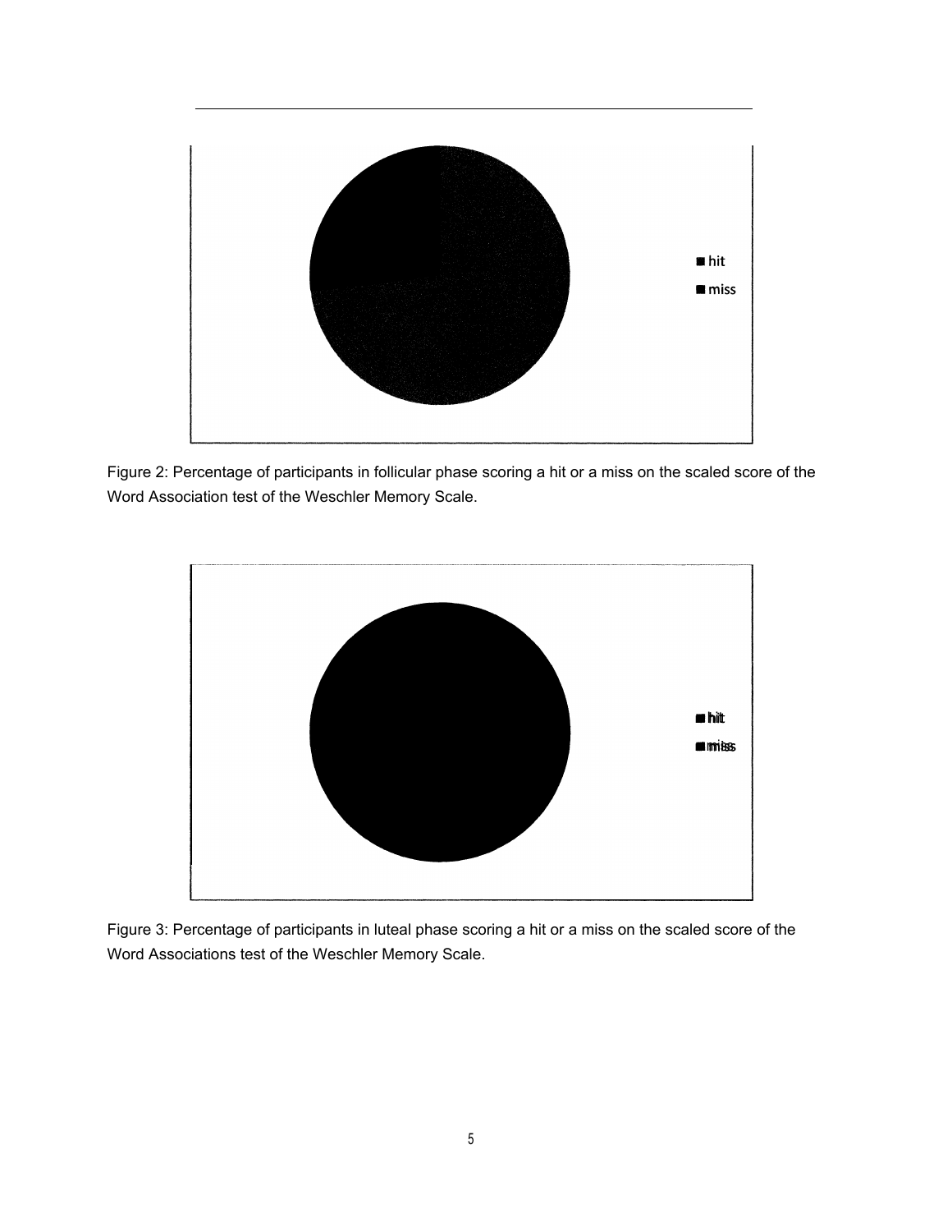hit

miss

Figure 2: Percentage of participants in follicular phase scoring a hit or a miss on the scaled score of the Word Association test of the Weschler Memory Scale.

hit

miss

Figure 3: Percentage of participants in luteal phase scoring a hit or a miss on the scaled score of the Word Associations test of the Weschler Memory Scale.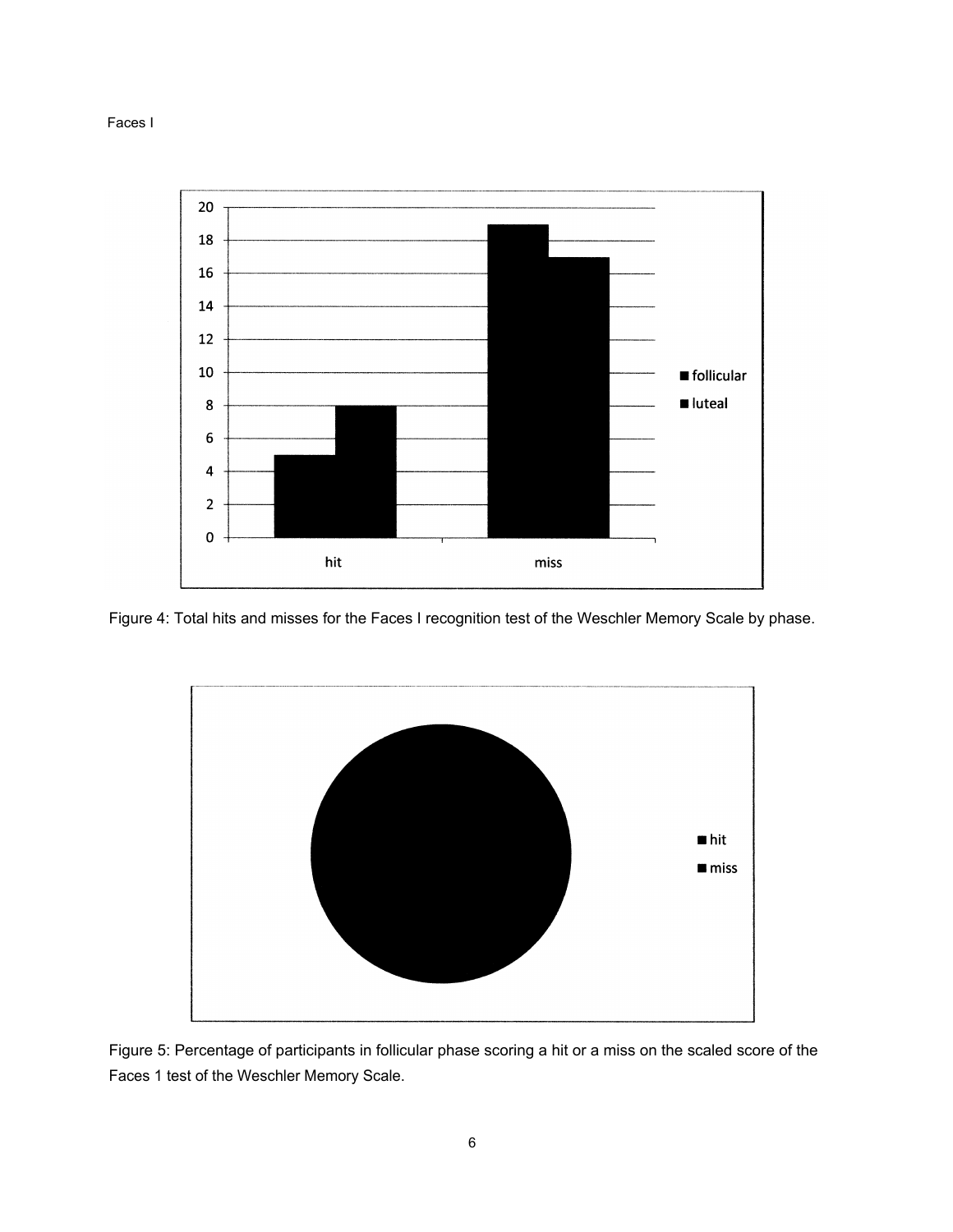Faces I

Figure 4: Total hits and misses for the Faces I recognition test of the Weschler Memory Scale by phase.

Figure 5: Percentage of participants in follicular phase scoring a hit or a miss on the scaled score of the Faces 1 test of the Weschler Memory Scale.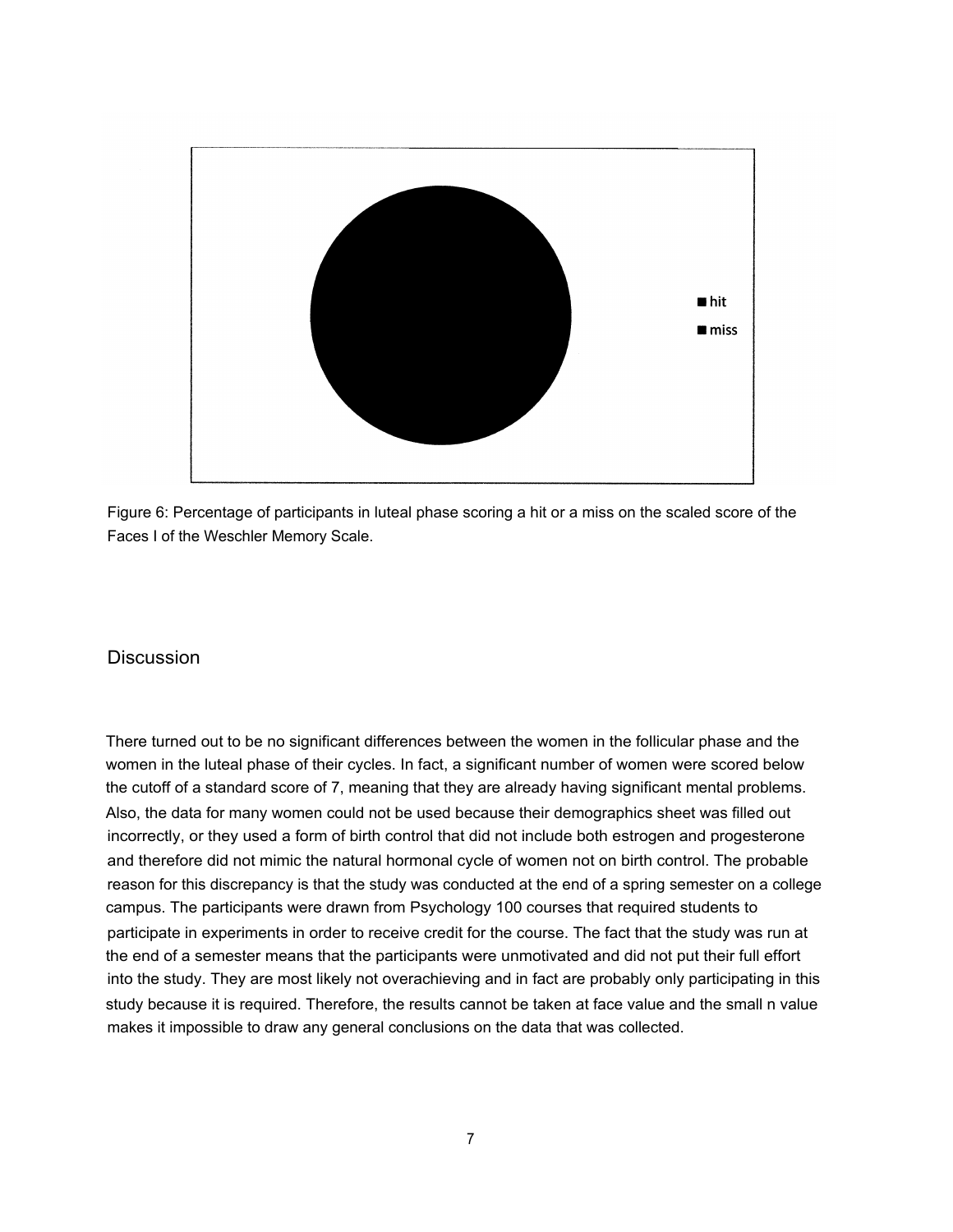Figure 6: Percentage of participants in luteal phase scoring a hit or a miss on the scaled score of the Faces I of the Weschler Memory Scale.

## Discussion

There turned out to be no significant differences between the women in the follicular phase and the women in the luteal phase of their cycles. In fact, a significant number of women were scored below the cutoff of a standard score of 7, meaning that they are already having significant mental problems. Also, the data for many women could not be used because their demographics sheet was filled out incorrectly, or they used a form of birth control that did not include both estrogen and progesterone and therefore did not mimic the natural hormonal cycle of women not on birth control. The probable reason for this discrepancy is that the study was conducted at the end of a spring semester on a college campus. The participants were drawn from Psychology 100 courses that required students to participate in experiments in order to receive credit for the course. The fact that the study was run at the end of a semester means that the participants were unmotivated and did not put their full effort into the study. They are most likely not overachieving and in fact are probably only participating in this study because it is required. Therefore, the results cannot be taken at face value and the small n value makes it impossible to draw any general conclusions on the data that was collected.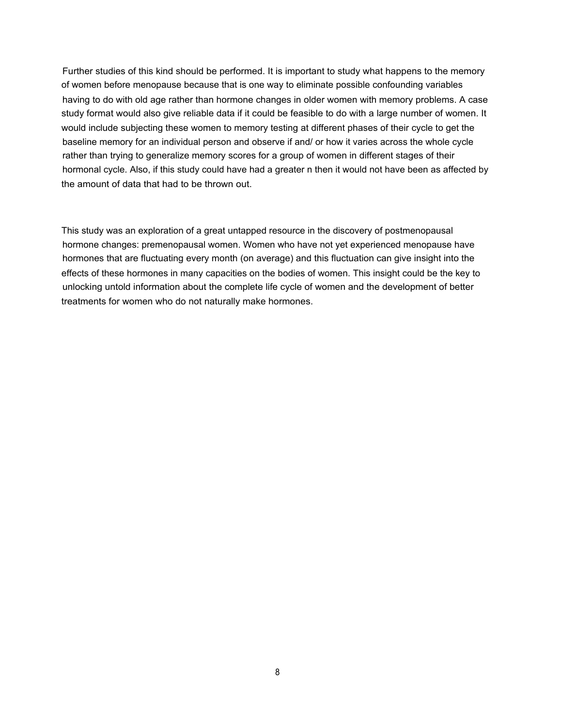Further studies of this kind should be performed. It is important to study what happens to the memory of women before menopause because that is one way to eliminate possible confounding variables having to do with old age rather than hormone changes in older women with memory problems. A case study format would also give reliable data if it could be feasible to do with a large number of women. It would include subjecting these women to memory testing at different phases of their cycle to get the baseline memory for an individual person and observe if and/ or how it varies across the whole cycle rather than trying to generalize memory scores for a group of women in different stages of their hormonal cycle. Also, if this study could have had a greater n then it would not have been as affected by the amount of data that had to be thrown out.

This study was an exploration of a great untapped resource in the discovery of postmenopausal hormone changes: premenopausal women. Women who have not yet experienced menopause have hormones that are fluctuating every month (on average) and this fluctuation can give insight into the effects of these hormones in many capacities on the bodies of women. This insight could be the key to unlocking untold information about the complete life cycle of women and the development of better treatments for women who do not naturally make hormones.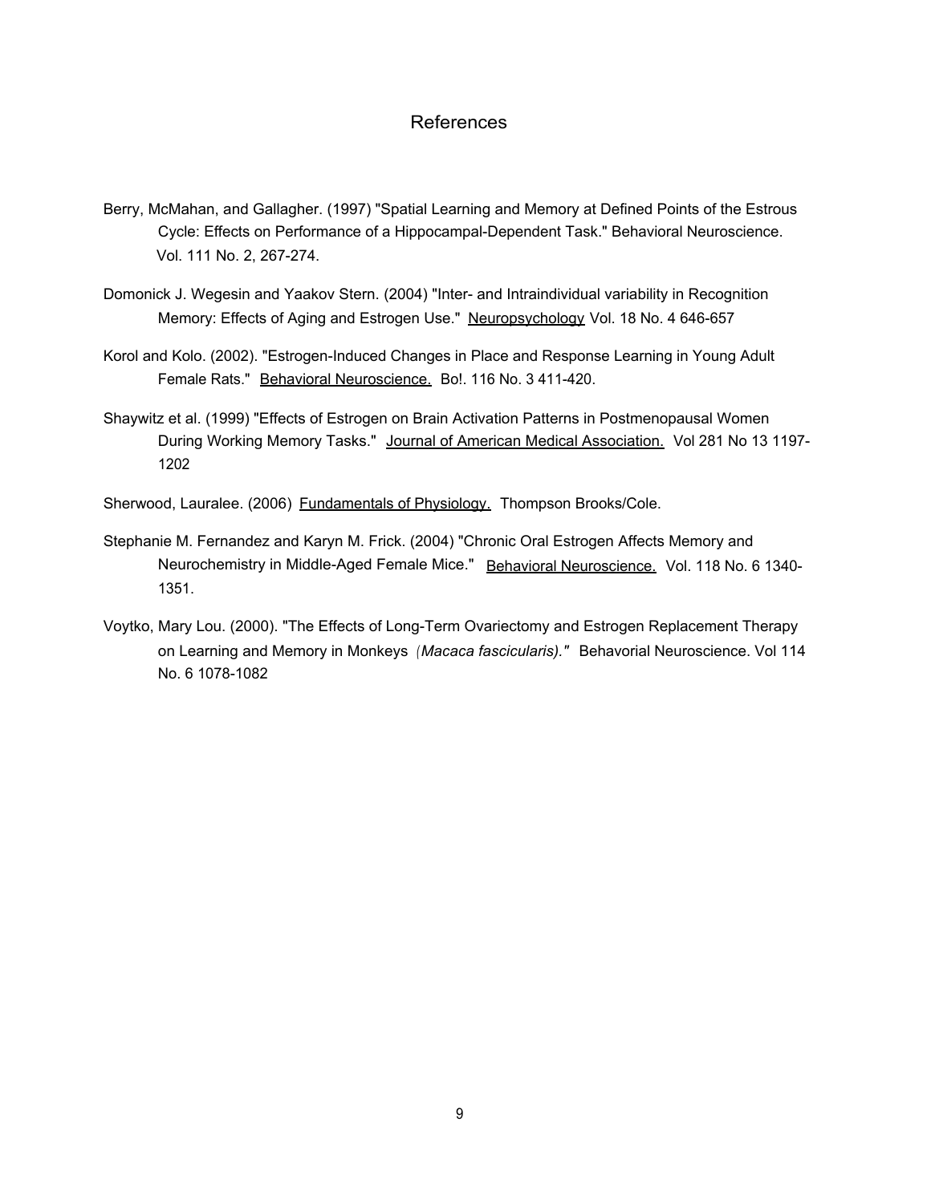# References

Berry, McMahan, and Gallagher. (1997) "Spatial Learning and Memory at Defined Points of the Estrous Cycle: Effects on Performance of a Hippocampal-Dependent Task." Behavioral Neuroscience. Vol. 111 No. 2, 267-274.

Domonick J. Wegesin and Yaakov Stern. (2004) "Inter- and Intraindividual variability in Recognition Memory: Effects of Aging and Estrogen Use." Neuropsychology Vol. 18 No. 4 646-657

Korol and Kolo. (2002). "Estrogen-Induced Changes in Place and Response Learning in Young Adult Female Rats." Behavioral Neuroscience. Bo!. 116 No. 3 411-420.

Shaywitz et al. (1999) "Effects of Estrogen on Brain Activation Patterns in Postmenopausal Women During Working Memory Tasks." Journal of American Medical Association. Vol 281 No 13 1197-1202

Sherwood, Lauralee. (2006) Fundamentals of Physiology. Thompson Brooks/Cole.

Stephanie M. Fernandez and Karyn M. Frick. (2004) "Chronic Oral Estrogen Affects Memory and Neurochemistry in Middle-Aged Female Mice." Behavioral Neuroscience. Vol. 118 No. 6 1340-1351.

Voytko, Mary Lou. (2000). "The Effects of Long-Term Ovariectomy and Estrogen Replacement Therapy on Learning and Memory in Monkeys (*Macaca fascicularis)."* Behavorial Neuroscience. Vol 114 No. 6 1078-1082